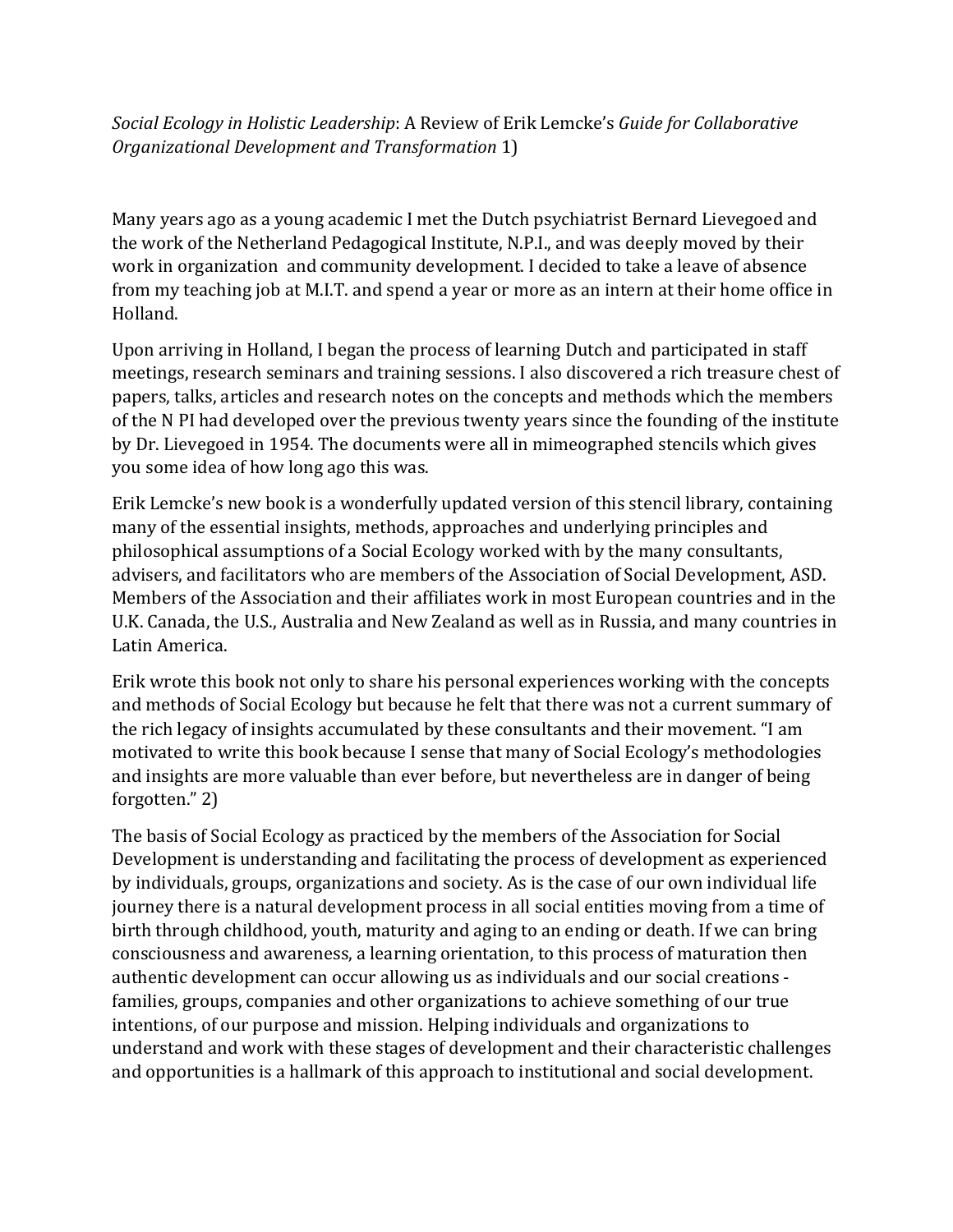*Social Ecology in Holistic Leadership*: A Review of Erik Lemcke's *Guide for Collaborative Organizational Development and Transformation* 1)

Many years ago as a young academic I met the Dutch psychiatrist Bernard Lievegoed and the work of the Netherland Pedagogical Institute, N.P.I., and was deeply moved by their work in organization and community development. I decided to take a leave of absence from my teaching job at M.I.T. and spend a year or more as an intern at their home office in Holland.

Upon arriving in Holland, I began the process of learning Dutch and participated in staff meetings, research seminars and training sessions. I also discovered a rich treasure chest of papers, talks, articles and research notes on the concepts and methods which the members of the N PI had developed over the previous twenty years since the founding of the institute by Dr. Lievegoed in 1954. The documents were all in mimeographed stencils which gives you some idea of how long ago this was.

Erik Lemcke's new book is a wonderfully updated version of this stencil library, containing many of the essential insights, methods, approaches and underlying principles and philosophical assumptions of a Social Ecology worked with by the many consultants, advisers, and facilitators who are members of the Association of Social Development, ASD. Members of the Association and their affiliates work in most European countries and in the U.K. Canada, the U.S., Australia and New Zealand as well as in Russia, and many countries in Latin America.

Erik wrote this book not only to share his personal experiences working with the concepts and methods of Social Ecology but because he felt that there was not a current summary of the rich legacy of insights accumulated by these consultants and their movement. "I am motivated to write this book because I sense that many of Social Ecology's methodologies and insights are more valuable than ever before, but nevertheless are in danger of being forgotten." 2)

The basis of Social Ecology as practiced by the members of the Association for Social Development is understanding and facilitating the process of development as experienced by individuals, groups, organizations and society. As is the case of our own individual life journey there is a natural development process in all social entities moving from a time of birth through childhood, youth, maturity and aging to an ending or death. If we can bring consciousness and awareness, a learning orientation, to this process of maturation then authentic development can occur allowing us as individuals and our social creations - families, groups, companies and other organizations to achieve something of our true intentions, of our purpose and mission. Helping individuals and organizations to understand and work with these stages of development and their characteristic challenges and opportunities is a hallmark of this approach to institutional and social development.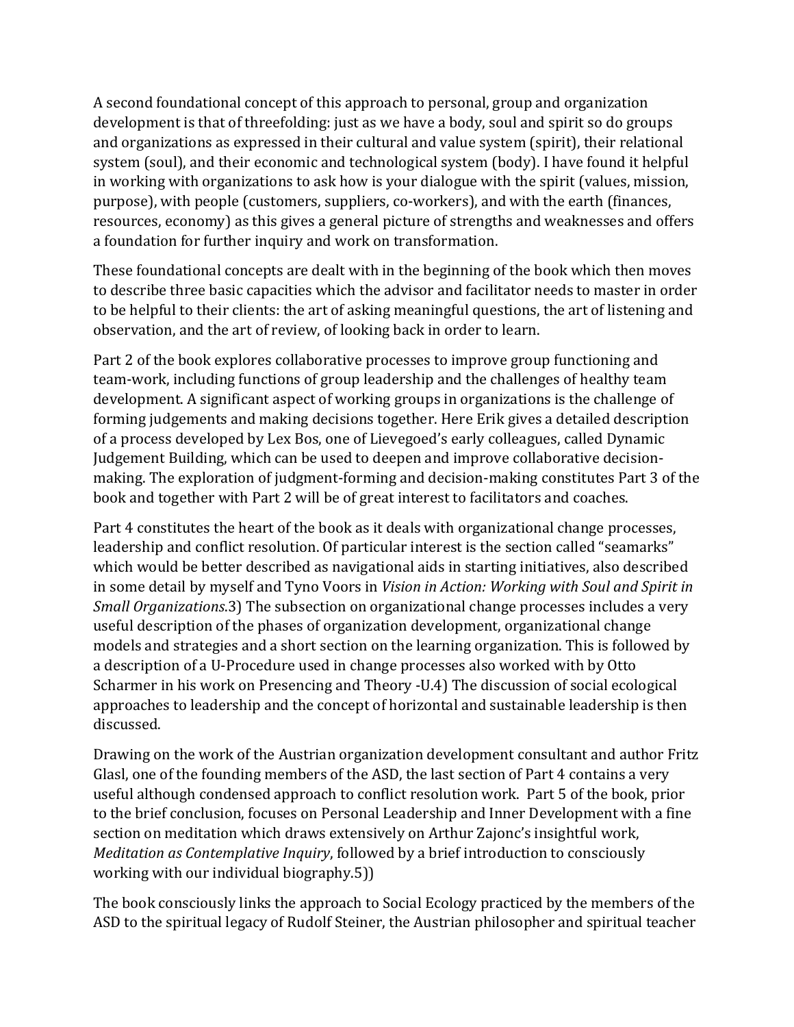A second foundational concept of this approach to personal, group and organization development is that of threefolding: just as we have a body, soul and spirit so do groups and organizations as expressed in their cultural and value system (spirit), their relational system (soul), and their economic and technological system (body). I have found it helpful in working with organizations to ask how is your dialogue with the spirit (values, mission, purpose), with people (customers, suppliers, co-workers), and with the earth (finances, resources, economy) as this gives a general picture of strengths and weaknesses and offers a foundation for further inquiry and work on transformation.

These foundational concepts are dealt with in the beginning of the book which then moves to describe three basic capacities which the advisor and facilitator needs to master in order to be helpful to their clients: the art of asking meaningful questions, the art of listening and observation, and the art of review, of looking back in order to learn.

Part 2 of the book explores collaborative processes to improve group functioning and team-work, including functions of group leadership and the challenges of healthy team development. A significant aspect of working groups in organizations is the challenge of forming judgements and making decisions together. Here Erik gives a detailed description of a process developed by Lex Bos, one of Lievegoed's early colleagues, called Dynamic Judgement Building, which can be used to deepen and improve collaborative decision-making. The exploration of judgment-forming and decision-making constitutes Part 3 of the book and together with Part 2 will be of great interest to facilitators and coaches.

Part 4 constitutes the heart of the book as it deals with organizational change processes, leadership and conflict resolution. Of particular interest is the section called "seamarks" which would be better described as navigational aids in starting initiatives, also described in some detail by myself and Tyno Voors in *Vision in Action: Working with Soul and Spirit in Small Organizations*.3) The subsection on organizational change processes includes a very useful description of the phases of organization development, organizational change models and strategies and a short section on the learning organization. This is followed by a description of a U-Procedure used in change processes also worked with by Otto Scharmer in his work on Presencing and Theory -U.4) The discussion of social ecological approaches to leadership and the concept of horizontal and sustainable leadership is then discussed.

Drawing on the work of the Austrian organization development consultant and author Fritz Glasl, one of the founding members of the ASD, the last section of Part 4 contains a very useful although condensed approach to conflict resolution work. Part 5 of the book, prior to the brief conclusion, focuses on Personal Leadership and Inner Development with a fine section on meditation which draws extensively on Arthur Zajonc's insightful work, *Meditation as Contemplative Inquiry*, followed by a brief introduction to consciously working with our individual biography.5))

The book consciously links the approach to Social Ecology practiced by the members of the ASD to the spiritual legacy of Rudolf Steiner, the Austrian philosopher and spiritual teacher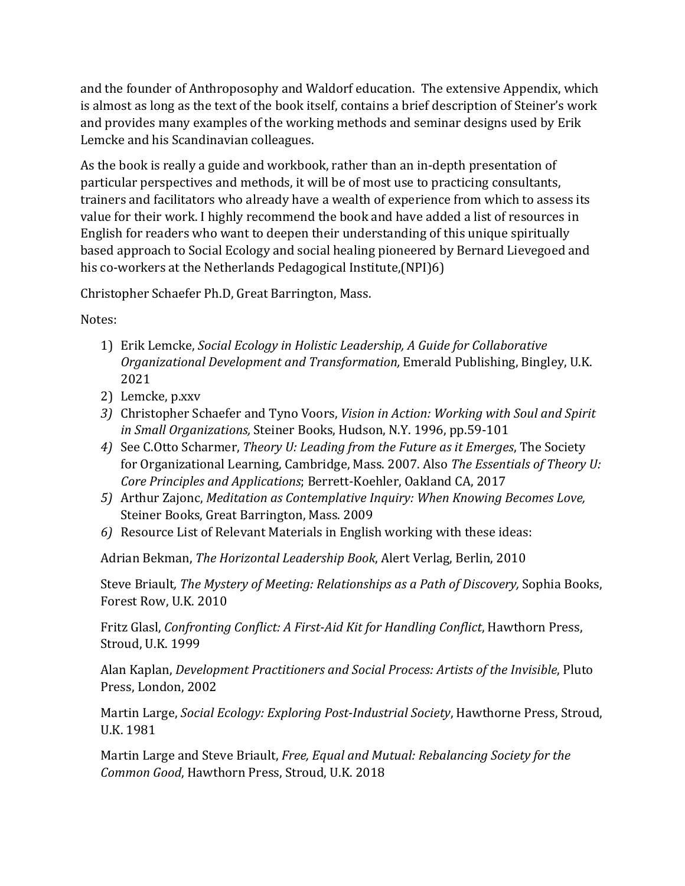and the founder of Anthroposophy and Waldorf education. The extensive Appendix, which is almost as long as the text of the book itself, contains a brief description of Steiner's work and provides many examples of the working methods and seminar designs used by Erik Lemcke and his Scandinavian colleagues.

As the book is really a guide and workbook, rather than an in-depth presentation of particular perspectives and methods, it will be of most use to practicing consultants, trainers and facilitators who already have a wealth of experience from which to assess its value for their work. I highly recommend the book and have added a list of resources in English for readers who want to deepen their understanding of this unique spiritually based approach to Social Ecology and social healing pioneered by Bernard Lievegoed and his co-workers at the Netherlands Pedagogical Institute,(NPI)6)

Christopher Schaefer Ph.D, Great Barrington, Mass.

Notes:

1) Erik Lemcke, *Social Ecology in Holistic Leadership, A Guide for Collaborative Organizational Development and Transformation,* Emerald Publishing, Bingley, U.K. 2021
2) Lemcke, p.xxv
3) Christopher Schaefer and Tyno Voors, *Vision in Action: Working with Soul and Spirit in Small Organizations,* Steiner Books, Hudson, N.Y. 1996, pp.59-101
4) See C.Otto Scharmer, *Theory U: Leading from the Future as it Emerges*, The Society for Organizational Learning, Cambridge, Mass. 2007. Also *The Essentials of Theory U: Core Principles and Applications*; Berrett-Koehler, Oakland CA, 2017
5) Arthur Zajonc, *Meditation as Contemplative Inquiry: When Knowing Becomes Love,* Steiner Books, Great Barrington, Mass. 2009
6) Resource List of Relevant Materials in English working with these ideas:

Adrian Bekman, *The Horizontal Leadership Book*, Alert Verlag, Berlin, 2010

Steve Briault*, The Mystery of Meeting: Relationships as a Path of Discovery,* Sophia Books, Forest Row, U.K. 2010

Fritz Glasl, *Confronting Conflict: A First-Aid Kit for Handling Conflict*, Hawthorn Press, Stroud, U.K. 1999

Alan Kaplan, *Development Practitioners and Social Process: Artists of the Invisible*, Pluto Press, London, 2002

Martin Large, *Social Ecology: Exploring Post-Industrial Society*, Hawthorne Press, Stroud, U.K. 1981

Martin Large and Steve Briault, *Free, Equal and Mutual: Rebalancing Society for the Common Good*, Hawthorn Press, Stroud, U.K. 2018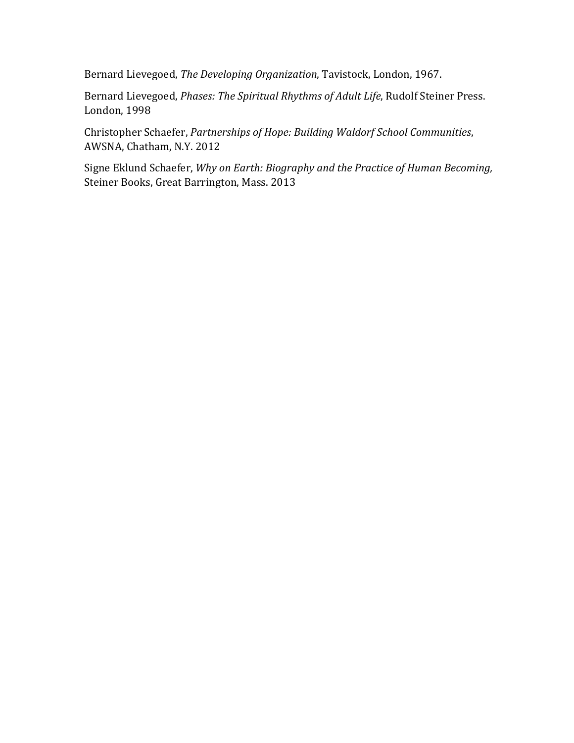Bernard Lievegoed, *The Developing Organization*, Tavistock, London, 1967.

Bernard Lievegoed, *Phases: The Spiritual Rhythms of Adult Life*, Rudolf Steiner Press. London, 1998

Christopher Schaefer, *Partnerships of Hope: Building Waldorf School Communities*, AWSNA, Chatham, N.Y. 2012

Signe Eklund Schaefer, *Why on Earth: Biography and the Practice of Human Becoming,* Steiner Books, Great Barrington, Mass. 2013